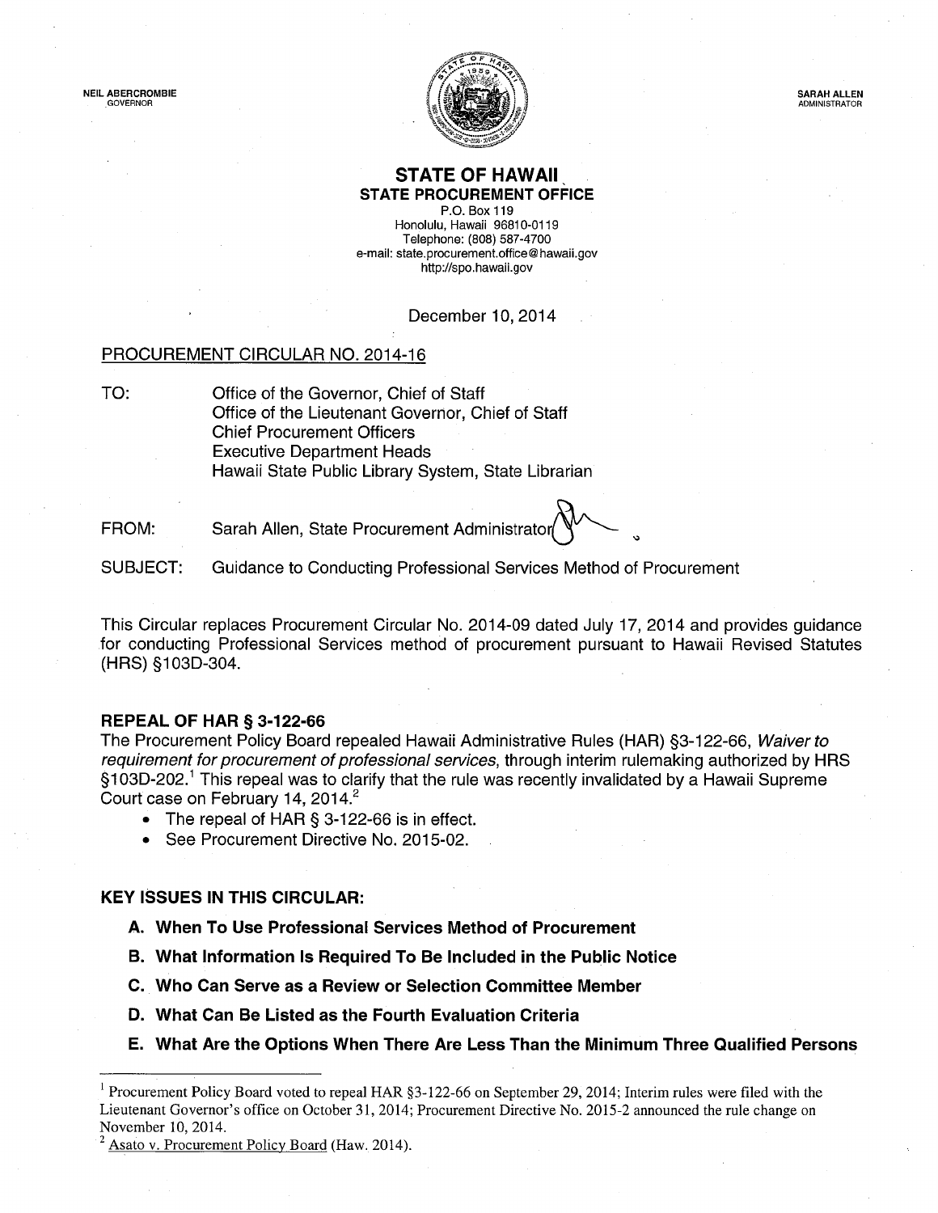NEIL ABERCROMBIE
GOVERNOR

SARAH ALLEN
ADMINISTRATOR

# STATE OF HAWAII
## STATE PROCUREMENT OFFICE

P.O. Box 119
Honolulu, Hawaii 96810-0119
Telephone: (808) 587-4700
e-mail: state.procurement.office@hawaii.gov
http://spo.hawaii.gov

December 10, 2014

PROCUREMENT CIRCULAR NO. 2014-16

TO: Office of the Governor, Chief of Staff
Office of the Lieutenant Governor, Chief of Staff
Chief Procurement Officers
Executive Department Heads
Hawaii State Public Library System, State Librarian

FROM: Sarah Allen, State Procurement Administrator

SUBJECT: Guidance to Conducting Professional Services Method of Procurement

This Circular replaces Procurement Circular No. 2014-09 dated July 17, 2014 and provides guidance for conducting Professional Services method of procurement pursuant to Hawaii Revised Statutes (HRS) §103D-304.

**REPEAL OF HAR § 3-122-66**

The Procurement Policy Board repealed Hawaii Administrative Rules (HAR) §3-122-66, *Waiver to requirement for procurement of professional services*, through interim rulemaking authorized by HRS §103D-202.[1] This repeal was to clarify that the rule was recently invalidated by a Hawaii Supreme Court case on February 14, 2014.[2]

- The repeal of HAR § 3-122-66 is in effect.
- See Procurement Directive No. 2015-02.

**KEY ISSUES IN THIS CIRCULAR:**

- **A. When To Use Professional Services Method of Procurement**
- **B. What Information Is Required To Be Included in the Public Notice**
- **C. Who Can Serve as a Review or Selection Committee Member**
- **D. What Can Be Listed as the Fourth Evaluation Criteria**
- **E. What Are the Options When There Are Less Than the Minimum Three Qualified Persons**

---

[1] Procurement Policy Board voted to repeal HAR §3-122-66 on September 29, 2014; Interim rules were filed with the Lieutenant Governor's office on October 31, 2014; Procurement Directive No. 2015-2 announced the rule change on November 10, 2014.

[2] Asato v. Procurement Policy Board (Haw. 2014).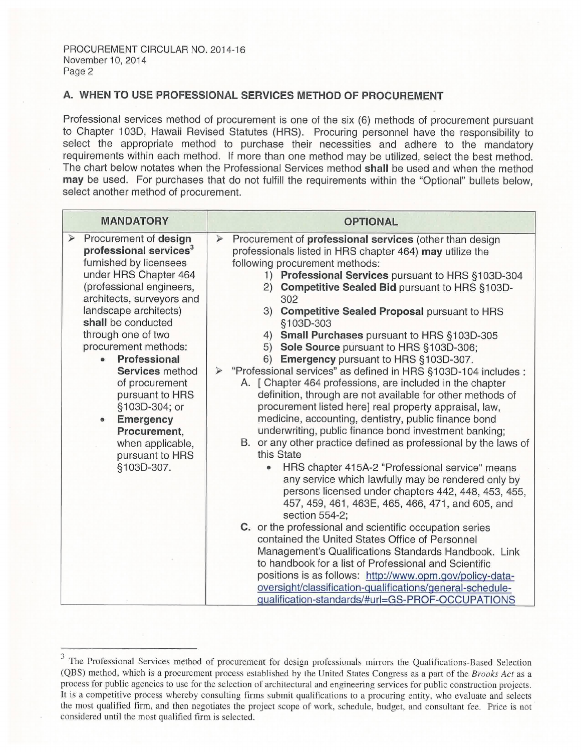## A. WHEN TO USE PROFESSIONAL SERVICES METHOD OF PROCUREMENT

Professional services method of procurement is one of the six (6) methods of procurement pursuant to Chapter 103D, Hawaii Revised Statutes (HRS). Procuring personnel have the responsibility to select the appropriate method to purchase their necessities and adhere to the mandatory requirements within each method. If more than one method may be utilized, select the best method. The chart below notates when the Professional Services method **shall** be used and when the method **may** be used. For purchases that do not fulfill the requirements within the "Optional" bullets below, select another method of procurement.

| MANDATORY | OPTIONAL |
| --- | --- |
| ➢ Procurement of **design professional services**[3] furnished by licensees under HRS Chapter 464 (professional engineers, architects, surveyors and landscape architects) **shall** be conducted through one of two procurement methods:<br>• **Professional Services** method of procurement pursuant to HRS §103D-304; or<br>• **Emergency Procurement**, when applicable, pursuant to HRS §103D-307. | ➢ Procurement of **professional services** (other than design professionals listed in HRS chapter 464) **may** utilize the following procurement methods:<br>1) **Professional Services** pursuant to HRS §103D-304<br>2) **Competitive Sealed Bid** pursuant to HRS §103D-302<br>3) **Competitive Sealed Proposal** pursuant to HRS §103D-303<br>4) **Small Purchases** pursuant to HRS §103D-305<br>5) **Sole Source** pursuant to HRS §103D-306;<br>6) **Emergency** pursuant to HRS §103D-307.<br>➢ "Professional services" as defined in HRS §103D-104 includes :<br>A. [ Chapter 464 professions, are included in the chapter definition, through are not available for other methods of procurement listed here] real property appraisal, law, medicine, accounting, dentistry, public finance bond underwriting, public finance bond investment banking;<br>B. or any other practice defined as professional by the laws of this State<br>• HRS chapter 415A-2 "Professional service" means any service which lawfully may be rendered only by persons licensed under chapters 442, 448, 453, 455, 457, 459, 461, 463E, 465, 466, 471, and 605, and section 554-2;<br>**C.** or the professional and scientific occupation series contained the United States Office of Personnel Management's Qualifications Standards Handbook. Link to handbook for a list of Professional and Scientific positions is as follows: http://www.opm.gov/policy-data-oversight/classification-qualifications/general-schedule-qualification-standards/#url=GS-PROF-OCCUPATIONS |

[3] The Professional Services method of procurement for design professionals mirrors the Qualifications-Based Selection (QBS) method, which is a procurement process established by the United States Congress as a part of the *Brooks Act* as a process for public agencies to use for the selection of architectural and engineering services for public construction projects. It is a competitive process whereby consulting firms submit qualifications to a procuring entity, who evaluate and selects the most qualified firm, and then negotiates the project scope of work, schedule, budget, and consultant fee. Price is not considered until the most qualified firm is selected.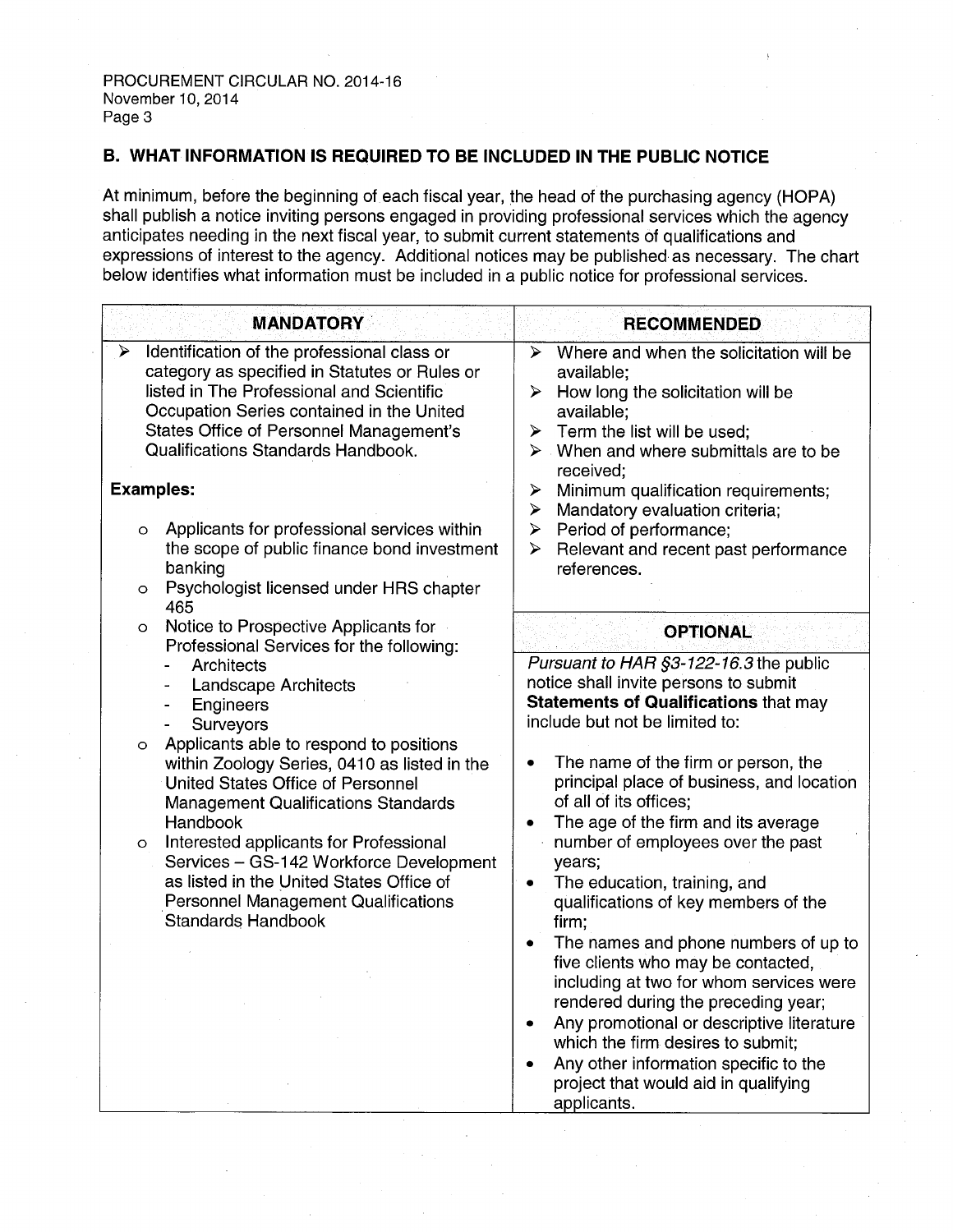## B. WHAT INFORMATION IS REQUIRED TO BE INCLUDED IN THE PUBLIC NOTICE

At minimum, before the beginning of each fiscal year, the head of the purchasing agency (HOPA) shall publish a notice inviting persons engaged in providing professional services which the agency anticipates needing in the next fiscal year, to submit current statements of qualifications and expressions of interest to the agency. Additional notices may be published as necessary. The chart below identifies what information must be included in a public notice for professional services.

| MANDATORY | RECOMMENDED |
|---|---|
| ➢ Identification of the professional class or category as specified in Statutes or Rules or listed in The Professional and Scientific Occupation Series contained in the United States Office of Personnel Management's Qualifications Standards Handbook.<br><br>**Examples:**<br><br>○ Applicants for professional services within the scope of public finance bond investment banking<br>○ Psychologist licensed under HRS chapter 465<br>○ Notice to Prospective Applicants for Professional Services for the following:<br>- Architects<br>- Landscape Architects<br>- Engineers<br>- Surveyors<br>○ Applicants able to respond to positions within Zoology Series, 0410 as listed in the United States Office of Personnel Management Qualifications Standards Handbook<br>○ Interested applicants for Professional Services – GS-142 Workforce Development as listed in the United States Office of Personnel Management Qualifications Standards Handbook | ➢ Where and when the solicitation will be available;<br>➢ How long the solicitation will be available;<br>➢ Term the list will be used;<br>➢ When and where submittals are to be received;<br>➢ Minimum qualification requirements;<br>➢ Mandatory evaluation criteria;<br>➢ Period of performance;<br>➢ Relevant and recent past performance references.<br><br>**OPTIONAL**<br><br>*Pursuant to HAR §3-122-16.3* the public notice shall invite persons to submit **Statements of Qualifications** that may include but not be limited to:<br><br>• The name of the firm or person, the principal place of business, and location of all of its offices;<br>• The age of the firm and its average number of employees over the past years;<br>• The education, training, and qualifications of key members of the firm;<br>• The names and phone numbers of up to five clients who may be contacted, including at two for whom services were rendered during the preceding year;<br>• Any promotional or descriptive literature which the firm desires to submit;<br>• Any other information specific to the project that would aid in qualifying applicants. |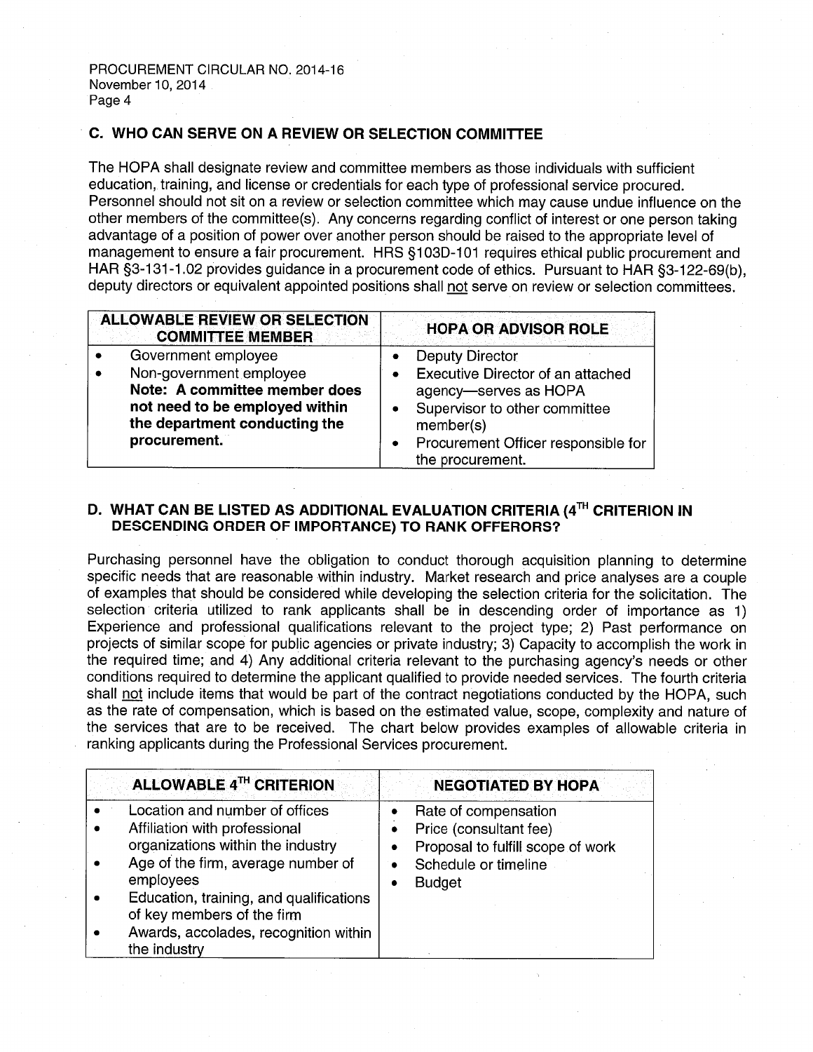## C. WHO CAN SERVE ON A REVIEW OR SELECTION COMMITTEE

The HOPA shall designate review and committee members as those individuals with sufficient education, training, and license or credentials for each type of professional service procured. Personnel should not sit on a review or selection committee which may cause undue influence on the other members of the committee(s). Any concerns regarding conflict of interest or one person taking advantage of a position of power over another person should be raised to the appropriate level of management to ensure a fair procurement. HRS §103D-101 requires ethical public procurement and HAR §3-131-1.02 provides guidance in a procurement code of ethics. Pursuant to HAR §3-122-69(b), deputy directors or equivalent appointed positions shall not serve on review or selection committees.

| ALLOWABLE REVIEW OR SELECTION COMMITTEE MEMBER | HOPA OR ADVISOR ROLE |
| --- | --- |
| • Government employee<br>• Non-government employee<br>**Note: A committee member does not need to be employed within the department conducting the procurement.** | • Deputy Director<br>• Executive Director of an attached agency—serves as HOPA<br>• Supervisor to other committee member(s)<br>• Procurement Officer responsible for the procurement. |

## D. WHAT CAN BE LISTED AS ADDITIONAL EVALUATION CRITERIA (4TH CRITERION IN DESCENDING ORDER OF IMPORTANCE) TO RANK OFFERORS?

Purchasing personnel have the obligation to conduct thorough acquisition planning to determine specific needs that are reasonable within industry. Market research and price analyses are a couple of examples that should be considered while developing the selection criteria for the solicitation. The selection criteria utilized to rank applicants shall be in descending order of importance as 1) Experience and professional qualifications relevant to the project type; 2) Past performance on projects of similar scope for public agencies or private industry; 3) Capacity to accomplish the work in the required time; and 4) Any additional criteria relevant to the purchasing agency's needs or other conditions required to determine the applicant qualified to provide needed services. The fourth criteria shall not include items that would be part of the contract negotiations conducted by the HOPA, such as the rate of compensation, which is based on the estimated value, scope, complexity and nature of the services that are to be received. The chart below provides examples of allowable criteria in ranking applicants during the Professional Services procurement.

| ALLOWABLE 4TH CRITERION | NEGOTIATED BY HOPA |
| --- | --- |
| • Location and number of offices<br>• Affiliation with professional organizations within the industry<br>• Age of the firm, average number of employees<br>• Education, training, and qualifications of key members of the firm<br>• Awards, accolades, recognition within the industry | • Rate of compensation<br>• Price (consultant fee)<br>• Proposal to fulfill scope of work<br>• Schedule or timeline<br>• Budget |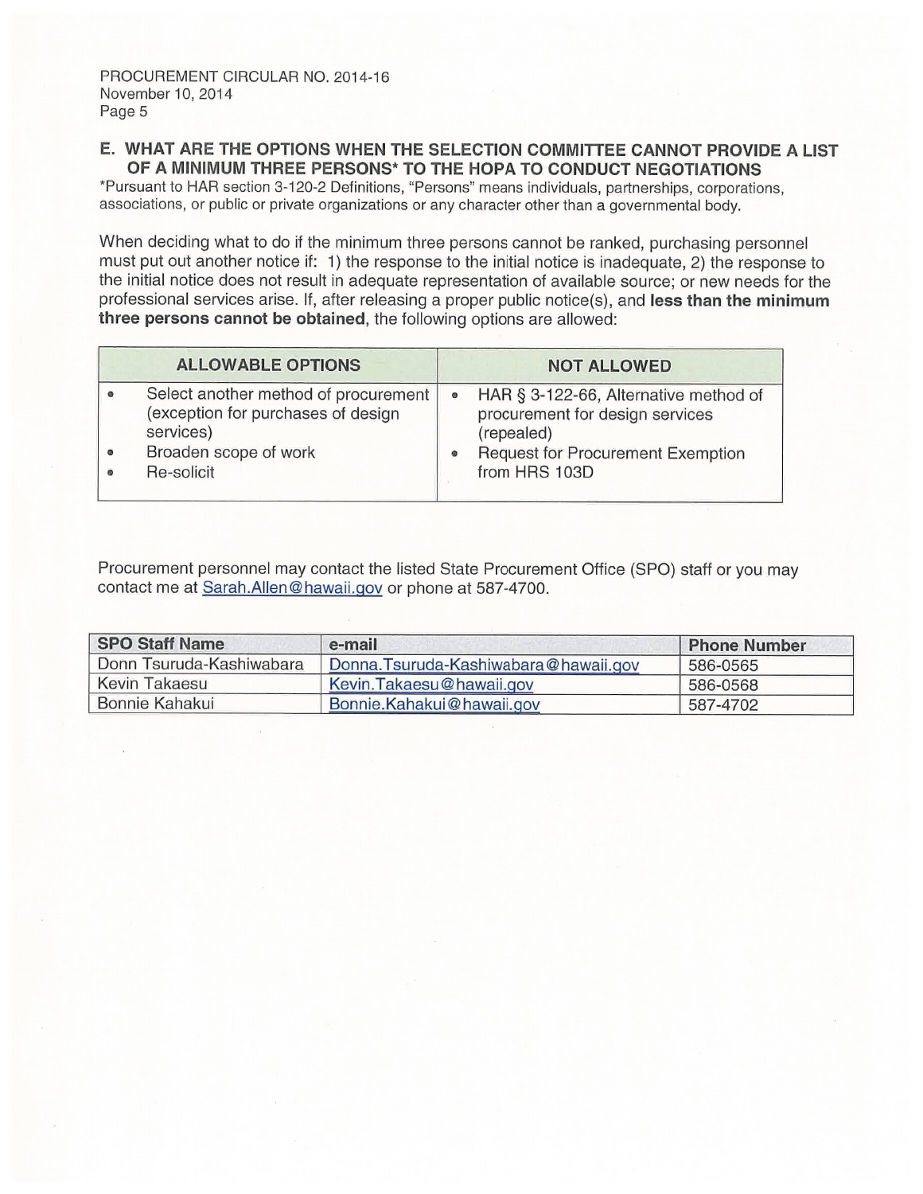## E. WHAT ARE THE OPTIONS WHEN THE SELECTION COMMITTEE CANNOT PROVIDE A LIST OF A MINIMUM THREE PERSONS* TO THE HOPA TO CONDUCT NEGOTIATIONS

*Pursuant to HAR section 3-120-2 Definitions, "Persons" means individuals, partnerships, corporations, associations, or public or private organizations or any character other than a governmental body.

When deciding what to do if the minimum three persons cannot be ranked, purchasing personnel must put out another notice if: 1) the response to the initial notice is inadequate, 2) the response to the initial notice does not result in adequate representation of available source; or new needs for the professional services arise. If, after releasing a proper public notice(s), and **less than the minimum three persons cannot be obtained**, the following options are allowed:

| ALLOWABLE OPTIONS | NOT ALLOWED |
|---|---|
| • Select another method of procurement (exception for purchases of design services)<br>• Broaden scope of work<br>• Re-solicit | • HAR § 3-122-66, Alternative method of procurement for design services (repealed)<br>• Request for Procurement Exemption from HRS 103D |

Procurement personnel may contact the listed State Procurement Office (SPO) staff or you may contact me at Sarah.Allen@hawaii.gov or phone at 587-4700.

| SPO Staff Name | e-mail | Phone Number |
|---|---|---|
| Donn Tsuruda-Kashiwabara | Donna.Tsuruda-Kashiwabara@hawaii.gov | 586-0565 |
| Kevin Takaesu | Kevin.Takaesu@hawaii.gov | 586-0568 |
| Bonnie Kahakui | Bonnie.Kahakui@hawaii.gov | 587-4702 |